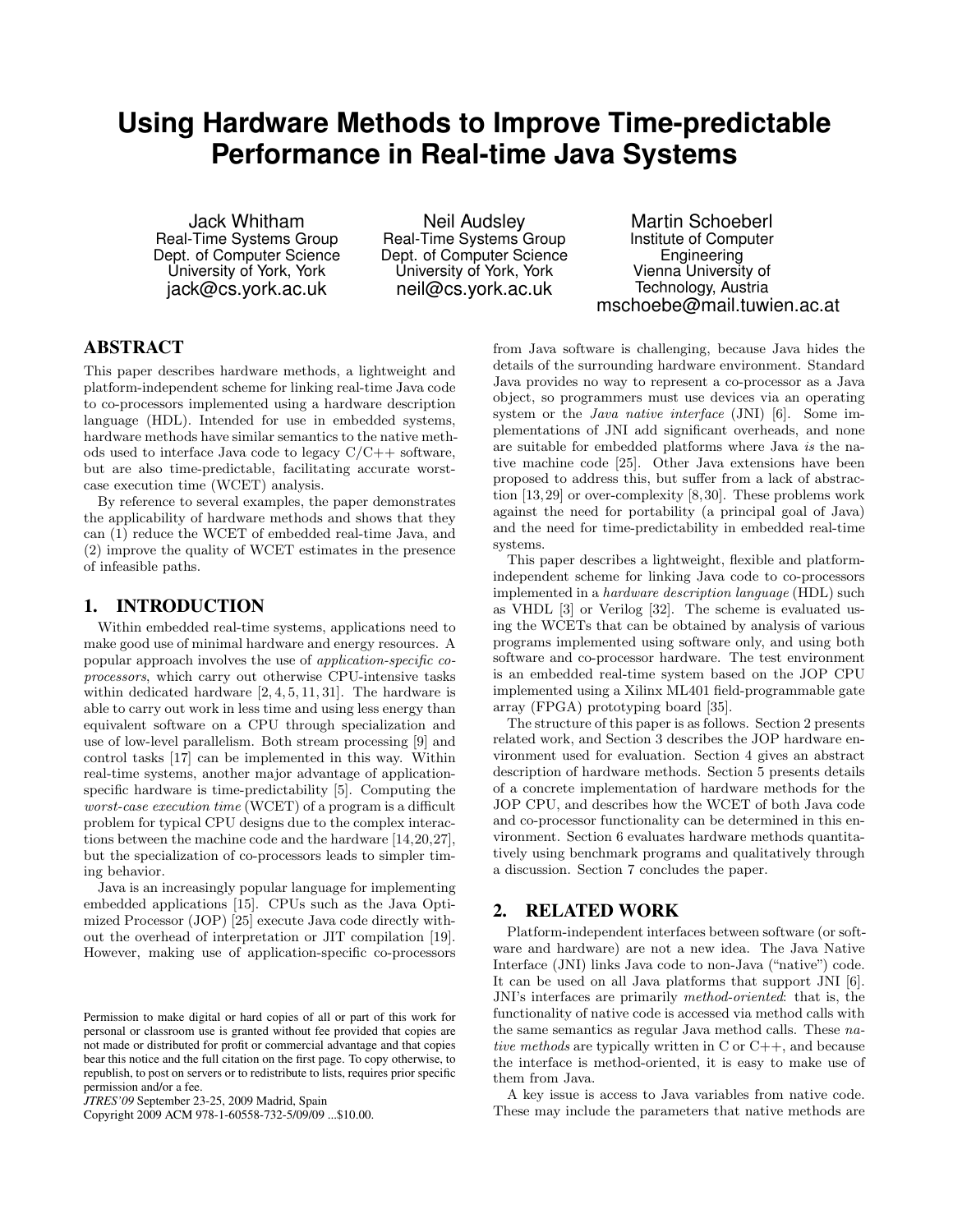# Using Hardware Methods to Improve Time-predictable Performance in Real-time Java Systems

Jack Whitham
Real-Time Systems Group
Dept. of Computer Science
University of York, York
jack@cs.york.ac.uk

Neil Audsley
Real-Time Systems Group
Dept. of Computer Science
University of York, York
neil@cs.york.ac.uk

Martin Schoeberl
Institute of Computer Engineering
Vienna University of Technology, Austria
mschoebe@mail.tuwien.ac.at

## ABSTRACT

This paper describes hardware methods, a lightweight and platform-independent scheme for linking real-time Java code to co-processors implemented using a hardware description language (HDL). Intended for use in embedded systems, hardware methods have similar semantics to the native methods used to interface Java code to legacy C/C++ software, but are also time-predictable, facilitating accurate worst-case execution time (WCET) analysis.

By reference to several examples, the paper demonstrates the applicability of hardware methods and shows that they can (1) reduce the WCET of embedded real-time Java, and (2) improve the quality of WCET estimates in the presence of infeasible paths.

## 1. INTRODUCTION

Within embedded real-time systems, applications need to make good use of minimal hardware and energy resources. A popular approach involves the use of *application-specific co-processors*, which carry out otherwise CPU-intensive tasks within dedicated hardware [2, 4, 5, 11, 31]. The hardware is able to carry out work in less time and using less energy than equivalent software on a CPU through specialization and use of low-level parallelism. Both stream processing [9] and control tasks [17] can be implemented in this way. Within real-time systems, another major advantage of application-specific hardware is time-predictability [5]. Computing the *worst-case execution time* (WCET) of a program is a difficult problem for typical CPU designs due to the complex interactions between the machine code and the hardware [14,20,27], but the specialization of co-processors leads to simpler timing behavior.

Java is an increasingly popular language for implementing embedded applications [15]. CPUs such as the Java Optimized Processor (JOP) [25] execute Java code directly without the overhead of interpretation or JIT compilation [19]. However, making use of application-specific co-processors from Java software is challenging, because Java hides the details of the surrounding hardware environment. Standard Java provides no way to represent a co-processor as a Java object, so programmers must use devices via an operating system or the *Java native interface* (JNI) [6]. Some implementations of JNI add significant overheads, and none are suitable for embedded platforms where Java *is* the native machine code [25]. Other Java extensions have been proposed to address this, but suffer from a lack of abstraction [13, 29] or over-complexity [8, 30]. These problems work against the need for portability (a principal goal of Java) and the need for time-predictability in embedded real-time systems.

This paper describes a lightweight, flexible and platform-independent scheme for linking Java code to co-processors implemented in a *hardware description language* (HDL) such as VHDL [3] or Verilog [32]. The scheme is evaluated using the WCETs that can be obtained by analysis of various programs implemented using software only, and using both software and co-processor hardware. The test environment is an embedded real-time system based on the JOP CPU implemented using a Xilinx ML401 field-programmable gate array (FPGA) prototyping board [35].

The structure of this paper is as follows. Section 2 presents related work, and Section 3 describes the JOP hardware environment used for evaluation. Section 4 gives an abstract description of hardware methods. Section 5 presents details of a concrete implementation of hardware methods for the JOP CPU, and describes how the WCET of both Java code and co-processor functionality can be determined in this environment. Section 6 evaluates hardware methods quantitatively using benchmark programs and qualitatively through a discussion. Section 7 concludes the paper.

## 2. RELATED WORK

Platform-independent interfaces between software (or software and hardware) are not a new idea. The Java Native Interface (JNI) links Java code to non-Java ("native") code. It can be used on all Java platforms that support JNI [6]. JNI's interfaces are primarily *method-oriented*: that is, the functionality of native code is accessed via method calls with the same semantics as regular Java method calls. These *native methods* are typically written in C or C++, and because the interface is method-oriented, it is easy to make use of them from Java.

A key issue is access to Java variables from native code. These may include the parameters that native methods are

Permission to make digital or hard copies of all or part of this work for personal or classroom use is granted without fee provided that copies are not made or distributed for profit or commercial advantage and that copies bear this notice and the full citation on the first page. To copy otherwise, to republish, to post on servers or to redistribute to lists, requires prior specific permission and/or a fee.
*JTRES'09* September 23-25, 2009 Madrid, Spain
Copyright 2009 ACM 978-1-60558-732-5/09/09 ...$10.00.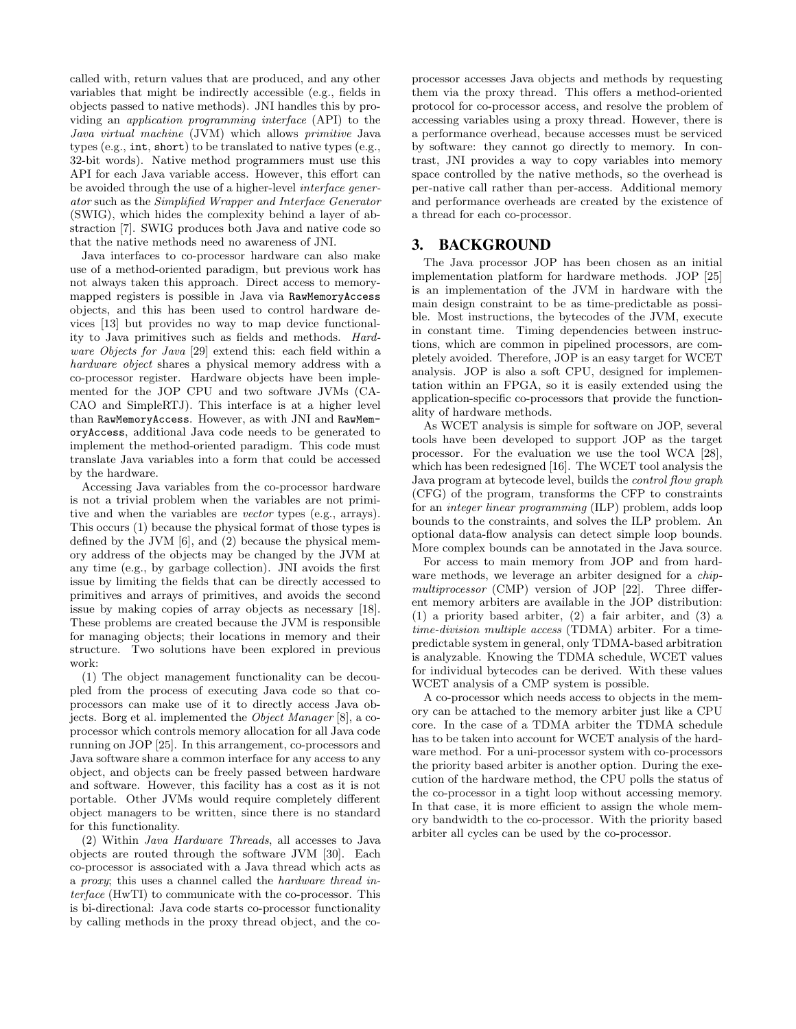called with, return values that are produced, and any other variables that might be indirectly accessible (e.g., fields in objects passed to native methods). JNI handles this by providing an *application programming interface* (API) to the *Java virtual machine* (JVM) which allows *primitive* Java types (e.g., `int`, `short`) to be translated to native types (e.g., 32-bit words). Native method programmers must use this API for each Java variable access. However, this effort can be avoided through the use of a higher-level *interface generator* such as the *Simplified Wrapper and Interface Generator* (SWIG), which hides the complexity behind a layer of abstraction [7]. SWIG produces both Java and native code so that the native methods need no awareness of JNI.

Java interfaces to co-processor hardware can also make use of a method-oriented paradigm, but previous work has not always taken this approach. Direct access to memory-mapped registers is possible in Java via `RawMemoryAccess` objects, and this has been used to control hardware devices [13] but provides no way to map device functionality to Java primitives such as fields and methods. *Hardware Objects for Java* [29] extend this: each field within a *hardware object* shares a physical memory address with a co-processor register. Hardware objects have been implemented for the JOP CPU and two software JVMs (CACAO and SimpleRTJ). This interface is at a higher level than `RawMemoryAccess`. However, as with JNI and `RawMemoryAccess`, additional Java code needs to be generated to implement the method-oriented paradigm. This code must translate Java variables into a form that could be accessed by the hardware.

Accessing Java variables from the co-processor hardware is not a trivial problem when the variables are not primitive and when the variables are *vector* types (e.g., arrays). This occurs (1) because the physical format of those types is defined by the JVM [6], and (2) because the physical memory address of the objects may be changed by the JVM at any time (e.g., by garbage collection). JNI avoids the first issue by limiting the fields that can be directly accessed to primitives and arrays of primitives, and avoids the second issue by making copies of array objects as necessary [18]. These problems are created because the JVM is responsible for managing objects; their locations in memory and their structure. Two solutions have been explored in previous work:

(1) The object management functionality can be decoupled from the process of executing Java code so that co-processors can make use of it to directly access Java objects. Borg et al. implemented the *Object Manager* [8], a co-processor which controls memory allocation for all Java code running on JOP [25]. In this arrangement, co-processors and Java software share a common interface for any access to any object, and objects can be freely passed between hardware and software. However, this facility has a cost as it is not portable. Other JVMs would require completely different object managers to be written, since there is no standard for this functionality.

(2) Within *Java Hardware Threads*, all accesses to Java objects are routed through the software JVM [30]. Each co-processor is associated with a Java thread which acts as a *proxy*; this uses a channel called the *hardware thread interface* (HwTI) to communicate with the co-processor. This is bi-directional: Java code starts co-processor functionality by calling methods in the proxy thread object, and the co-processor accesses Java objects and methods by requesting them via the proxy thread. This offers a method-oriented protocol for co-processor access, and resolve the problem of accessing variables using a proxy thread. However, there is a performance overhead, because accesses must be serviced by software: they cannot go directly to memory. In contrast, JNI provides a way to copy variables into memory space controlled by the native methods, so the overhead is per-native call rather than per-access. Additional memory and performance overheads are created by the existence of a thread for each co-processor.

# 3. BACKGROUND

The Java processor JOP has been chosen as an initial implementation platform for hardware methods. JOP [25] is an implementation of the JVM in hardware with the main design constraint to be as time-predictable as possible. Most instructions, the bytecodes of the JVM, execute in constant time. Timing dependencies between instructions, which are common in pipelined processors, are completely avoided. Therefore, JOP is an easy target for WCET analysis. JOP is also a soft CPU, designed for implementation within an FPGA, so it is easily extended using the application-specific co-processors that provide the functionality of hardware methods.

As WCET analysis is simple for software on JOP, several tools have been developed to support JOP as the target processor. For the evaluation we use the tool WCA [28], which has been redesigned [16]. The WCET tool analysis the Java program at bytecode level, builds the *control flow graph* (CFG) of the program, transforms the CFP to constraints for an *integer linear programming* (ILP) problem, adds loop bounds to the constraints, and solves the ILP problem. An optional data-flow analysis can detect simple loop bounds. More complex bounds can be annotated in the Java source.

For access to main memory from JOP and from hardware methods, we leverage an arbiter designed for a *chip-multiprocessor* (CMP) version of JOP [22]. Three different memory arbiters are available in the JOP distribution: (1) a priority based arbiter, (2) a fair arbiter, and (3) a *time-division multiple access* (TDMA) arbiter. For a time-predictable system in general, only TDMA-based arbitration is analyzable. Knowing the TDMA schedule, WCET values for individual bytecodes can be derived. With these values WCET analysis of a CMP system is possible.

A co-processor which needs access to objects in the memory can be attached to the memory arbiter just like a CPU core. In the case of a TDMA arbiter the TDMA schedule has to be taken into account for WCET analysis of the hardware method. For a uni-processor system with co-processors the priority based arbiter is another option. During the execution of the hardware method, the CPU polls the status of the co-processor in a tight loop without accessing memory. In that case, it is more efficient to assign the whole memory bandwidth to the co-processor. With the priority based arbiter all cycles can be used by the co-processor.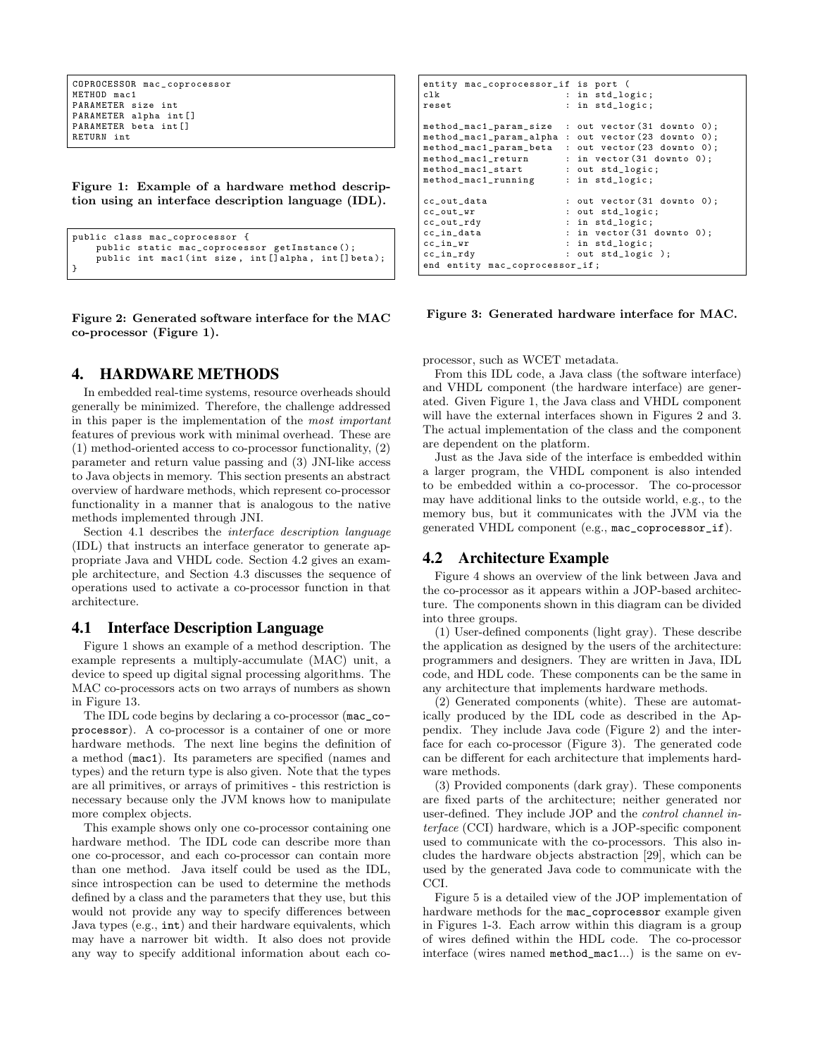```
COPROCESSOR mac_coprocessor
METHOD mac1
PARAMETER size int
PARAMETER alpha int[]
PARAMETER beta int[]
RETURN int
```

**Figure 1: Example of a hardware method description using an interface description language (IDL).**

```
public class mac_coprocessor {
    public static mac_coprocessor getInstance();
    public int mac1(int size, int[]alpha, int[]beta);
}
```

**Figure 2: Generated software interface for the MAC co-processor (Figure 1).**

```
entity mac_coprocessor_if is port (
clk                      : in std_logic;
reset                    : in std_logic;

method_mac1_param_size  : out vector(31 downto 0);
method_mac1_param_alpha : out vector(23 downto 0);
method_mac1_param_beta  : out vector(23 downto 0);
method_mac1_return      : in vector(31 downto 0);
method_mac1_start       : out std_logic;
method_mac1_running     : in std_logic;

cc_out_data             : out vector(31 downto 0);
cc_out_wr               : out std_logic;
cc_out_rdy              : in std_logic;
cc_in_data              : in vector(31 downto 0);
cc_in_wr                : in std_logic;
cc_in_rdy               : out std_logic );
end entity mac_coprocessor_if;
```

**Figure 3: Generated hardware interface for MAC.**

## 4. HARDWARE METHODS

In embedded real-time systems, resource overheads should generally be minimized. Therefore, the challenge addressed in this paper is the implementation of the *most important* features of previous work with minimal overhead. These are (1) method-oriented access to co-processor functionality, (2) parameter and return value passing and (3) JNI-like access to Java objects in memory. This section presents an abstract overview of hardware methods, which represent co-processor functionality in a manner that is analogous to the native methods implemented through JNI.

Section 4.1 describes the *interface description language* (IDL) that instructs an interface generator to generate appropriate Java and VHDL code. Section 4.2 gives an example architecture, and Section 4.3 discusses the sequence of operations used to activate a co-processor function in that architecture.

### 4.1 Interface Description Language

Figure 1 shows an example of a method description. The example represents a multiply-accumulate (MAC) unit, a device to speed up digital signal processing algorithms. The MAC co-processors acts on two arrays of numbers as shown in Figure 13.

The IDL code begins by declaring a co-processor (`mac_coprocessor`). A co-processor is a container of one or more hardware methods. The next line begins the definition of a method (`mac1`). Its parameters are specified (names and types) and the return type is also given. Note that the types are all primitives, or arrays of primitives - this restriction is necessary because only the JVM knows how to manipulate more complex objects.

This example shows only one co-processor containing one hardware method. The IDL code can describe more than one co-processor, and each co-processor can contain more than one method. Java itself could be used as the IDL, since introspection can be used to determine the methods defined by a class and the parameters that they use, but this would not provide any way to specify differences between Java types (e.g., `int`) and their hardware equivalents, which may have a narrower bit width. It also does not provide any way to specify additional information about each co-processor, such as WCET metadata.

From this IDL code, a Java class (the software interface) and VHDL component (the hardware interface) are generated. Given Figure 1, the Java class and VHDL component will have the external interfaces shown in Figures 2 and 3. The actual implementation of the class and the component are dependent on the platform.

Just as the Java side of the interface is embedded within a larger program, the VHDL component is also intended to be embedded within a co-processor. The co-processor may have additional links to the outside world, e.g., to the memory bus, but it communicates with the JVM via the generated VHDL component (e.g., `mac_coprocessor_if`).

### 4.2 Architecture Example

Figure 4 shows an overview of the link between Java and the co-processor as it appears within a JOP-based architecture. The components shown in this diagram can be divided into three groups.

(1) User-defined components (light gray). These describe the application as designed by the users of the architecture: programmers and designers. They are written in Java, IDL code, and HDL code. These components can be the same in any architecture that implements hardware methods.

(2) Generated components (white). These are automatically produced by the IDL code as described in the Appendix. They include Java code (Figure 2) and the interface for each co-processor (Figure 3). The generated code can be different for each architecture that implements hardware methods.

(3) Provided components (dark gray). These components are fixed parts of the architecture; neither generated nor user-defined. They include JOP and the *control channel interface* (CCI) hardware, which is a JOP-specific component used to communicate with the co-processors. This also includes the hardware objects abstraction [29], which can be used by the generated Java code to communicate with the CCI.

Figure 5 is a detailed view of the JOP implementation of hardware methods for the `mac_coprocessor` example given in Figures 1-3. Each arrow within this diagram is a group of wires defined within the HDL code. The co-processor interface (wires named `method_mac1...`) is the same on ev-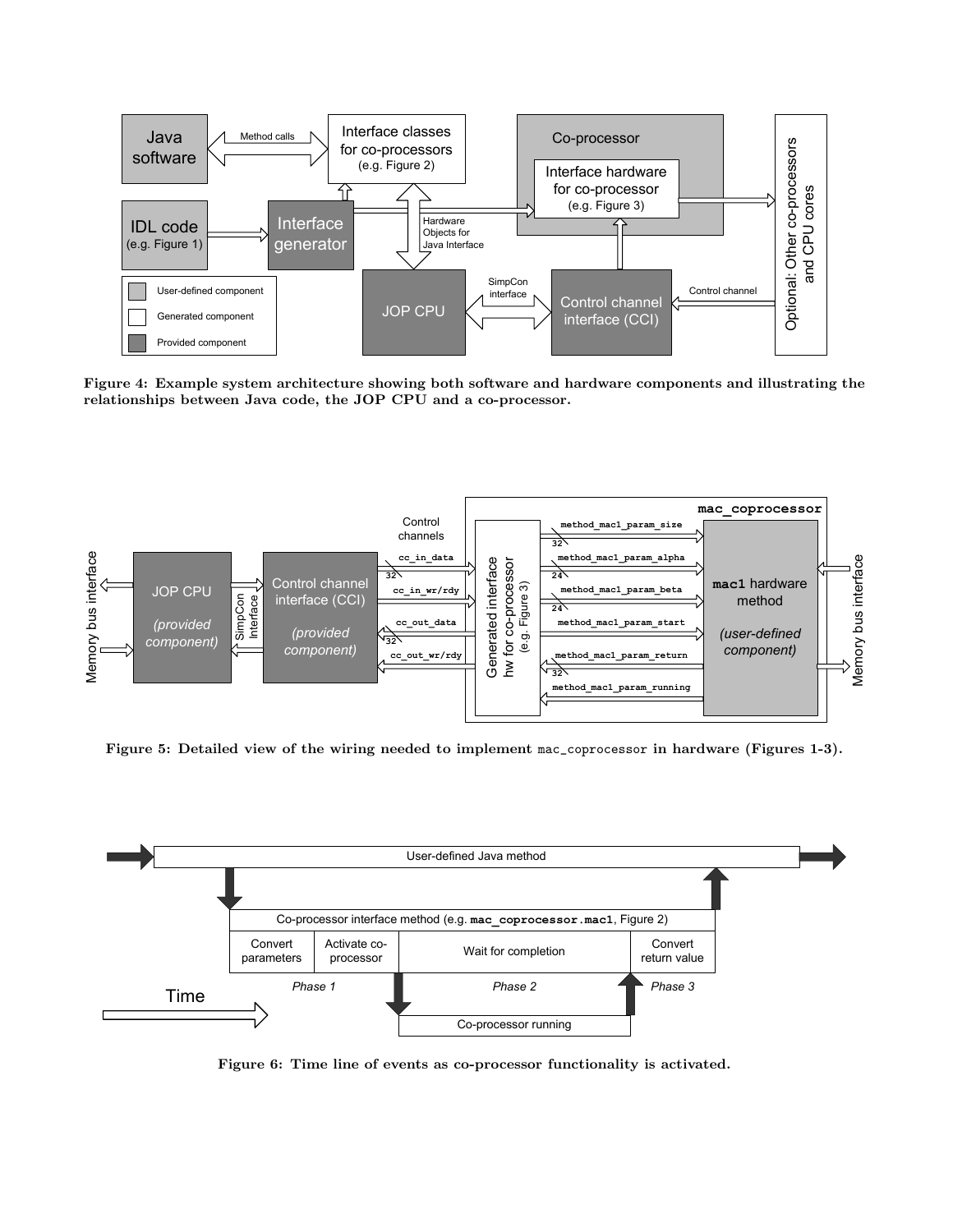Figure 4: Example system architecture showing both software and hardware components and illustrating the relationships between Java code, the JOP CPU and a co-processor.

Figure 5: Detailed view of the wiring needed to implement mac_coprocessor in hardware (Figures 1-3).

Figure 6: Time line of events as co-processor functionality is activated.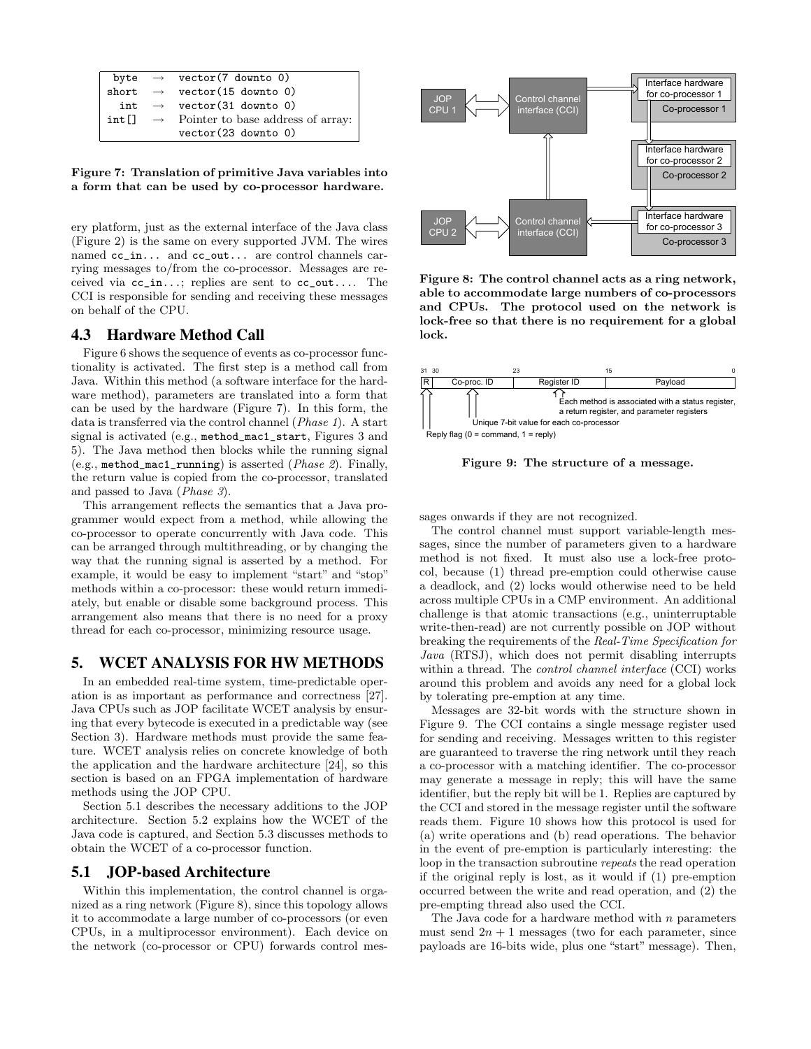| byte | → | vector(7 downto 0) |
|---|---|---|
| short | → | vector(15 downto 0) |
| int | → | vector(31 downto 0) |
| int[] | → | Pointer to base address of array: vector(23 downto 0) |

**Figure 7: Translation of primitive Java variables into a form that can be used by co-processor hardware.**

ery platform, just as the external interface of the Java class (Figure 2) is the same on every supported JVM. The wires named `cc_in...` and `cc_out...` are control channels carrying messages to/from the co-processor. Messages are received via `cc_in...`; replies are sent to `cc_out...`. The CCI is responsible for sending and receiving these messages on behalf of the CPU.

## 4.3 Hardware Method Call

Figure 6 shows the sequence of events as co-processor functionality is activated. The first step is a method call from Java. Within this method (a software interface for the hardware method), parameters are translated into a form that can be used by the hardware (Figure 7). In this form, the data is transferred via the control channel (*Phase 1*). A start signal is activated (e.g., `method_mac1_start`, Figures 3 and 5). The Java method then blocks while the running signal (e.g., `method_mac1_running`) is asserted (*Phase 2*). Finally, the return value is copied from the co-processor, translated and passed to Java (*Phase 3*).

This arrangement reflects the semantics that a Java programmer would expect from a method, while allowing the co-processor to operate concurrently with Java code. This can be arranged through multithreading, or by changing the way that the running signal is asserted by a method. For example, it would be easy to implement "start" and "stop" methods within a co-processor: these would return immediately, but enable or disable some background process. This arrangement also means that there is no need for a proxy thread for each co-processor, minimizing resource usage.

# 5. WCET ANALYSIS FOR HW METHODS

In an embedded real-time system, time-predictable operation is as important as performance and correctness [27]. Java CPUs such as JOP facilitate WCET analysis by ensuring that every bytecode is executed in a predictable way (see Section 3). Hardware methods must provide the same feature. WCET analysis relies on concrete knowledge of both the application and the hardware architecture [24], so this section is based on an FPGA implementation of hardware methods using the JOP CPU.

Section 5.1 describes the necessary additions to the JOP architecture. Section 5.2 explains how the WCET of the Java code is captured, and Section 5.3 discusses methods to obtain the WCET of a co-processor function.

## 5.1 JOP-based Architecture

Within this implementation, the control channel is organized as a ring network (Figure 8), since this topology allows it to accommodate a large number of co-processors (or even CPUs, in a multiprocessor environment). Each device on the network (co-processor or CPU) forwards control messages onwards if they are not recognized.

**Figure 8: The control channel acts as a ring network, able to accommodate large numbers of co-processors and CPUs. The protocol used on the network is lock-free so that there is no requirement for a global lock.**

**Figure 9: The structure of a message.**

The control channel must support variable-length messages, since the number of parameters given to a hardware method is not fixed. It must also use a lock-free protocol, because (1) thread pre-emption could otherwise cause a deadlock, and (2) locks would otherwise need to be held across multiple CPUs in a CMP environment. An additional challenge is that atomic transactions (e.g., uninterruptable write-then-read) are not currently possible on JOP without breaking the requirements of the *Real-Time Specification for Java* (RTSJ), which does not permit disabling interrupts within a thread. The *control channel interface* (CCI) works around this problem and avoids any need for a global lock by tolerating pre-emption at any time.

Messages are 32-bit words with the structure shown in Figure 9. The CCI contains a single message register used for sending and receiving. Messages written to this register are guaranteed to traverse the ring network until they reach a co-processor with a matching identifier. The co-processor may generate a message in reply; this will have the same identifier, but the reply bit will be 1. Replies are captured by the CCI and stored in the message register until the software reads them. Figure 10 shows how this protocol is used for (a) write operations and (b) read operations. The behavior in the event of pre-emption is particularly interesting: the loop in the transaction subroutine *repeats* the read operation if the original reply is lost, as it would if (1) pre-emption occurred between the write and read operation, and (2) the pre-empting thread also used the CCI.

The Java code for a hardware method with $n$ parameters must send $2n + 1$ messages (two for each parameter, since payloads are 16-bits wide, plus one "start" message). Then,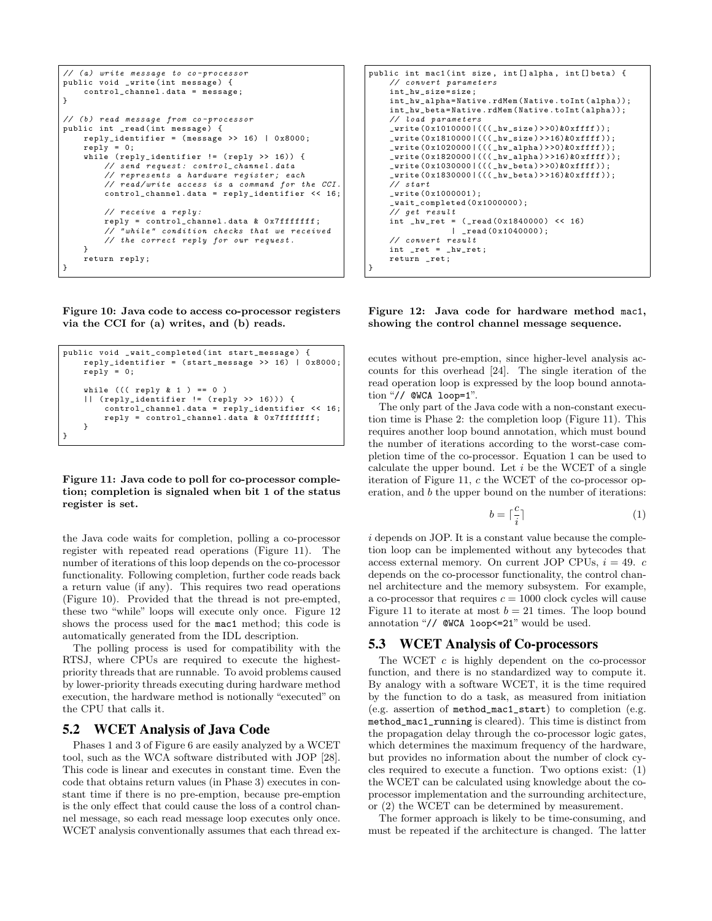```
// (a) write message to co-processor
public void _write(int message) {
    control_channel.data = message;
}

// (b) read message from co-processor
public int _read(int message) {
    reply_identifier = (message >> 16) | 0x8000;
    reply = 0;
    while (reply_identifier != (reply >> 16)) {
        // send request: control_channel.data
        // represents a hardware register; each
        // read/write access is a command for the CCI.
        control_channel.data = reply_identifier << 16;

        // receive a reply:
        reply = control_channel.data & 0x7fffffff;
        // "while" condition checks that we received
        // the correct reply for our request.
    }
    return reply;
}
```

**Figure 10: Java code to access co-processor registers via the CCI for (a) writes, and (b) reads.**

```
public void _wait_completed(int start_message) {
    reply_identifier = (start_message >> 16) | 0x8000;
    reply = 0;

    while ((( reply & 1 ) == 0 )
    || (reply_identifier != (reply >> 16))) {
        control_channel.data = reply_identifier << 16;
        reply = control_channel.data & 0x7fffffff;
    }
}
```

**Figure 11: Java code to poll for co-processor completion; completion is signaled when bit 1 of the status register is set.**

the Java code waits for completion, polling a co-processor register with repeated read operations (Figure 11). The number of iterations of this loop depends on the co-processor functionality. Following completion, further code reads back a return value (if any). This requires two read operations (Figure 10). Provided that the thread is not pre-empted, these two "while" loops will execute only once. Figure 12 shows the process used for the mac1 method; this code is automatically generated from the IDL description.

The polling process is used for compatibility with the RTSJ, where CPUs are required to execute the highest-priority threads that are runnable. To avoid problems caused by lower-priority threads executing during hardware method execution, the hardware method is notionally "executed" on the CPU that calls it.

## 5.2 WCET Analysis of Java Code

Phases 1 and 3 of Figure 6 are easily analyzed by a WCET tool, such as the WCA software distributed with JOP [28]. This code is linear and executes in constant time. Even the code that obtains return values (in Phase 3) executes in constant time if there is no pre-emption, because pre-emption is the only effect that could cause the loss of a control channel message, so each read message loop executes only once. WCET analysis conventionally assumes that each thread ex-

```
public int mac1(int size, int[]alpha, int[]beta) {
    // convert parameters
    int_hw_size=size;
    int_hw_alpha=Native.rdMem(Native.toInt(alpha));
    int_hw_beta=Native.rdMem(Native.toInt(alpha));
    // load parameters
    _write(0x1010000|(((_hw_size)>>0)&0xffff));
    _write(0x1810000|(((_hw_size)>>16)&0xffff));
    _write(0x1020000|(((_hw_alpha)>>0)&0xffff));
    _write(0x1820000|(((_hw_alpha)>>16)&0xffff));
    _write(0x1030000|(((_hw_beta)>>0)&0xffff));
    _write(0x1830000|(((_hw_beta)>>16)&0xffff));
    // start
    _write(0x1000001);
    _wait_completed(0x1000000);
    // get result
    int _hw_ret = (_read(0x1840000) << 16)
                | _read(0x1040000);
    // convert result
    int _ret = _hw_ret;
    return _ret;
}
```

**Figure 12: Java code for hardware method mac1, showing the control channel message sequence.**

ecutes without pre-emption, since higher-level analysis accounts for this overhead [24]. The single iteration of the read operation loop is expressed by the loop bound annotation "// @WCA loop=1".

The only part of the Java code with a non-constant execution time is Phase 2: the completion loop (Figure 11). This requires another loop bound annotation, which must bound the number of iterations according to the worst-case completion time of the co-processor. Equation 1 can be used to calculate the upper bound. Let $i$ be the WCET of a single iteration of Figure 11, $c$ the WCET of the co-processor operation, and $b$ the upper bound on the number of iterations:

$$b = \lceil \frac{c}{i} \rceil \tag{1}$$

$i$ depends on JOP. It is a constant value because the completion loop can be implemented without any bytecodes that access external memory. On current JOP CPUs, $i = 49$. $c$ depends on the co-processor functionality, the control channel architecture and the memory subsystem. For example, a co-processor that requires $c = 1000$ clock cycles will cause Figure 11 to iterate at most $b = 21$ times. The loop bound annotation "// @WCA loop<=21" would be used.

## 5.3 WCET Analysis of Co-processors

The WCET $c$ is highly dependent on the co-processor function, and there is no standardized way to compute it. By analogy with a software WCET, it is the time required by the function to do a task, as measured from initiation (e.g. assertion of method_mac1_start) to completion (e.g. method_mac1_running is cleared). This time is distinct from the propagation delay through the co-processor logic gates, which determines the maximum frequency of the hardware, but provides no information about the number of clock cycles required to execute a function. Two options exist: (1) the WCET can be calculated using knowledge about the co-processor implementation and the surrounding architecture, or (2) the WCET can be determined by measurement.

The former approach is likely to be time-consuming, and must be repeated if the architecture is changed. The latter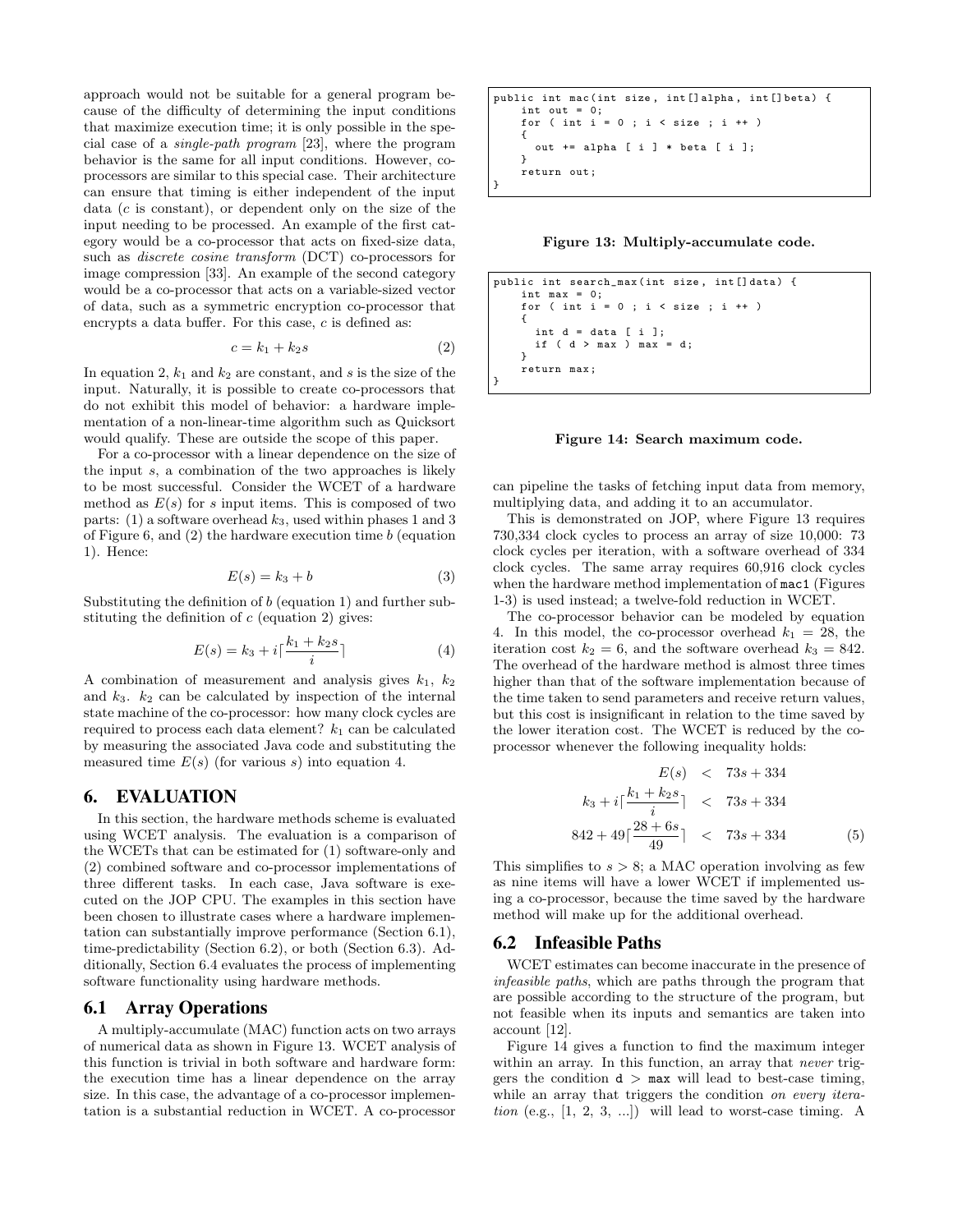approach would not be suitable for a general program because of the difficulty of determining the input conditions that maximize execution time; it is only possible in the special case of a *single-path program* [23], where the program behavior is the same for all input conditions. However, co-processors are similar to this special case. Their architecture can ensure that timing is either independent of the input data ($c$ is constant), or dependent only on the size of the input needing to be processed. An example of the first category would be a co-processor that acts on fixed-size data, such as *discrete cosine transform* (DCT) co-processors for image compression [33]. An example of the second category would be a co-processor that acts on a variable-sized vector of data, such as a symmetric encryption co-processor that encrypts a data buffer. For this case, $c$ is defined as:

$$c = k_1 + k_2 s \tag{2}$$

In equation 2, $k_1$ and $k_2$ are constant, and $s$ is the size of the input. Naturally, it is possible to create co-processors that do not exhibit this model of behavior: a hardware implementation of a non-linear-time algorithm such as Quicksort would qualify. These are outside the scope of this paper.

For a co-processor with a linear dependence on the size of the input $s$, a combination of the two approaches is likely to be most successful. Consider the WCET of a hardware method as $E(s)$ for $s$ input items. This is composed of two parts: (1) a software overhead $k_3$, used within phases 1 and 3 of Figure 6, and (2) the hardware execution time $b$ (equation 1). Hence:

$$E(s) = k_3 + b \tag{3}$$

Substituting the definition of $b$ (equation 1) and further substituting the definition of $c$ (equation 2) gives:

$$E(s) = k_3 + i\lceil \frac{k_1 + k_2 s}{i} \rceil \tag{4}$$

A combination of measurement and analysis gives $k_1$, $k_2$ and $k_3$. $k_2$ can be calculated by inspection of the internal state machine of the co-processor: how many clock cycles are required to process each data element? $k_1$ can be calculated by measuring the associated Java code and substituting the measured time $E(s)$ (for various $s$) into equation 4.

# 6. EVALUATION

In this section, the hardware methods scheme is evaluated using WCET analysis. The evaluation is a comparison of the WCETs that can be estimated for (1) software-only and (2) combined software and co-processor implementations of three different tasks. In each case, Java software is executed on the JOP CPU. The examples in this section have been chosen to illustrate cases where a hardware implementation can substantially improve performance (Section 6.1), time-predictability (Section 6.2), or both (Section 6.3). Additionally, Section 6.4 evaluates the process of implementing software functionality using hardware methods.

## 6.1 Array Operations

A multiply-accumulate (MAC) function acts on two arrays of numerical data as shown in Figure 13. WCET analysis of this function is trivial in both software and hardware form: the execution time has a linear dependence on the array size. In this case, the advantage of a co-processor implementation is a substantial reduction in WCET. A co-processor can pipeline the tasks of fetching input data from memory, multiplying data, and adding it to an accumulator.

```
public int mac(int size, int[]alpha, int[]beta) {
    int out = 0;
    for ( int i = 0 ; i < size ; i ++ )
    {
      out += alpha [ i ] * beta [ i ];
    }
    return out;
}
```

**Figure 13: Multiply-accumulate code.**

```
public int search_max(int size, int[]data) {
    int max = 0;
    for ( int i = 0 ; i < size ; i ++ )
    {
      int d = data [ i ];
      if ( d > max ) max = d;
    }
    return max;
}
```

**Figure 14: Search maximum code.**

This is demonstrated on JOP, where Figure 13 requires 730,334 clock cycles to process an array of size 10,000: 73 clock cycles per iteration, with a software overhead of 334 clock cycles. The same array requires 60,916 clock cycles when the hardware method implementation of `mac1` (Figures 1-3) is used instead; a twelve-fold reduction in WCET.

The co-processor behavior can be modeled by equation 4. In this model, the co-processor overhead $k_1 = 28$, the iteration cost $k_2 = 6$, and the software overhead $k_3 = 842$. The overhead of the hardware method is almost three times higher than that of the software implementation because of the time taken to send parameters and receive return values, but this cost is insignificant in relation to the time saved by the lower iteration cost. The WCET is reduced by the co-processor whenever the following inequality holds:

$$\begin{aligned} E(s) &< 73s + 334 \\ k_3 + i\lceil \frac{k_1 + k_2 s}{i} \rceil &< 73s + 334 \\ 842 + 49\lceil \frac{28 + 6s}{49} \rceil &< 73s + 334 \end{aligned} \tag{5}$$

This simplifies to $s > 8$; a MAC operation involving as few as nine items will have a lower WCET if implemented using a co-processor, because the time saved by the hardware method will make up for the additional overhead.

## 6.2 Infeasible Paths

WCET estimates can become inaccurate in the presence of *infeasible paths*, which are paths through the program that are possible according to the structure of the program, but not feasible when its inputs and semantics are taken into account [12].

Figure 14 gives a function to find the maximum integer within an array. In this function, an array that *never* triggers the condition `d > max` will lead to best-case timing, while an array that triggers the condition *on every iteration* (e.g., [1, 2, 3, ...]) will lead to worst-case timing. A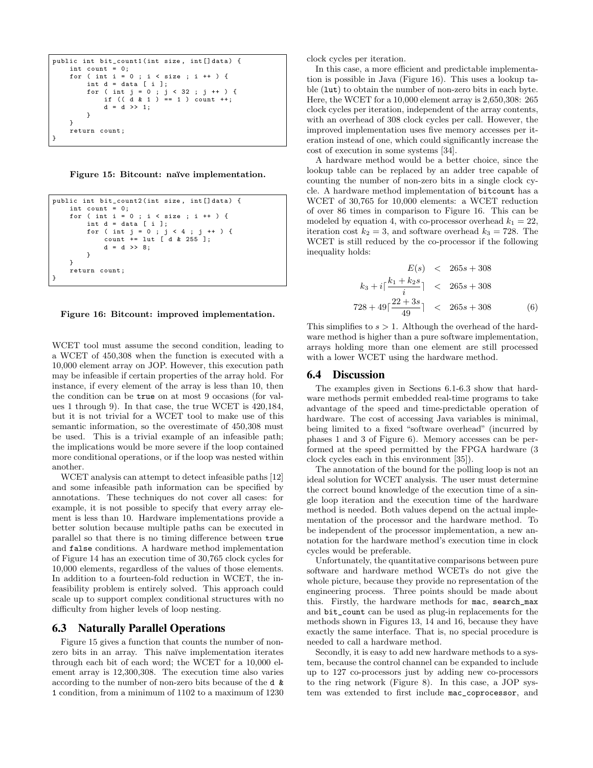```java
public int bit_count1(int size, int[]data) {
    int count = 0;
    for ( int i = 0 ; i < size ; i ++ ) {
        int d = data [ i ];
        for ( int j = 0 ; j < 32 ; j ++ ) {
            if (( d & 1 ) == 1 ) count ++;
            d = d >> 1;
        }
    }
    return count;
}
```

**Figure 15: Bitcount: naïve implementation.**

```java
public int bit_count2(int size, int[]data) {
    int count = 0;
    for ( int i = 0 ; i < size ; i ++ ) {
        int d = data [ i ];
        for ( int j = 0 ; j < 4 ; j ++ ) {
            count += lut [ d & 255 ];
            d = d >> 8;
        }
    }
    return count;
}
```

**Figure 16: Bitcount: improved implementation.**

WCET tool must assume the second condition, leading to a WCET of 450,308 when the function is executed with a 10,000 element array on JOP. However, this execution path may be infeasible if certain properties of the array hold. For instance, if every element of the array is less than 10, then the condition can be `true` on at most 9 occasions (for values 1 through 9). In that case, the true WCET is 420,184, but it is not trivial for a WCET tool to make use of this semantic information, so the overestimate of 450,308 must be used. This is a trivial example of an infeasible path; the implications would be more severe if the loop contained more conditional operations, or if the loop was nested within another.

WCET analysis can attempt to detect infeasible paths [12] and some infeasible path information can be specified by annotations. These techniques do not cover all cases: for example, it is not possible to specify that every array element is less than 10. Hardware implementations provide a better solution because multiple paths can be executed in parallel so that there is no timing difference between `true` and `false` conditions. A hardware method implementation of Figure 14 has an execution time of 30,765 clock cycles for 10,000 elements, regardless of the values of those elements. In addition to a fourteen-fold reduction in WCET, the infeasibility problem is entirely solved. This approach could scale up to support complex conditional structures with no difficulty from higher levels of loop nesting.

## 6.3 Naturally Parallel Operations

Figure 15 gives a function that counts the number of nonzero bits in an array. This naïve implementation iterates through each bit of each word; the WCET for a 10,000 element array is 12,300,308. The execution time also varies according to the number of non-zero bits because of the `d & 1` condition, from a minimum of 1102 to a maximum of 1230 clock cycles per iteration.

In this case, a more efficient and predictable implementation is possible in Java (Figure 16). This uses a lookup table (`lut`) to obtain the number of non-zero bits in each byte. Here, the WCET for a 10,000 element array is 2,650,308: 265 clock cycles per iteration, independent of the array contents, with an overhead of 308 clock cycles per call. However, the improved implementation uses five memory accesses per iteration instead of one, which could significantly increase the cost of execution in some systems [34].

A hardware method would be a better choice, since the lookup table can be replaced by an adder tree capable of counting the number of non-zero bits in a single clock cycle. A hardware method implementation of `bitcount` has a WCET of 30,765 for 10,000 elements: a WCET reduction of over 86 times in comparison to Figure 16. This can be modeled by equation 4, with co-processor overhead $k_1 = 22$, iteration cost $k_2 = 3$, and software overhead $k_3 = 728$. The WCET is still reduced by the co-processor if the following inequality holds:

$$
\begin{aligned}
E(s) &< 265s + 308 \\
k_3 + i\lceil \frac{k_1 + k_2 s}{i} \rceil &< 265s + 308 \\
728 + 49\lceil \frac{22 + 3s}{49} \rceil &< 265s + 308
\end{aligned} \quad (6)
$$

This simplifies to $s > 1$. Although the overhead of the hardware method is higher than a pure software implementation, arrays holding more than one element are still processed with a lower WCET using the hardware method.

## 6.4 Discussion

The examples given in Sections 6.1-6.3 show that hardware methods permit embedded real-time programs to take advantage of the speed and time-predictable operation of hardware. The cost of accessing Java variables is minimal, being limited to a fixed "software overhead" (incurred by phases 1 and 3 of Figure 6). Memory accesses can be performed at the speed permitted by the FPGA hardware (3 clock cycles each in this environment [35]).

The annotation of the bound for the polling loop is not an ideal solution for WCET analysis. The user must determine the correct bound knowledge of the execution time of a single loop iteration and the execution time of the hardware method is needed. Both values depend on the actual implementation of the processor and the hardware method. To be independent of the processor implementation, a new annotation for the hardware method's execution time in clock cycles would be preferable.

Unfortunately, the quantitative comparisons between pure software and hardware method WCETs do not give the whole picture, because they provide no representation of the engineering process. Three points should be made about this. Firstly, the hardware methods for `mac`, `search_max` and `bit_count` can be used as plug-in replacements for the methods shown in Figures 13, 14 and 16, because they have exactly the same interface. That is, no special procedure is needed to call a hardware method.

Secondly, it is easy to add new hardware methods to a system, because the control channel can be expanded to include up to 127 co-processors just by adding new co-processors to the ring network (Figure 8). In this case, a JOP system was extended to first include `mac_coprocessor`, and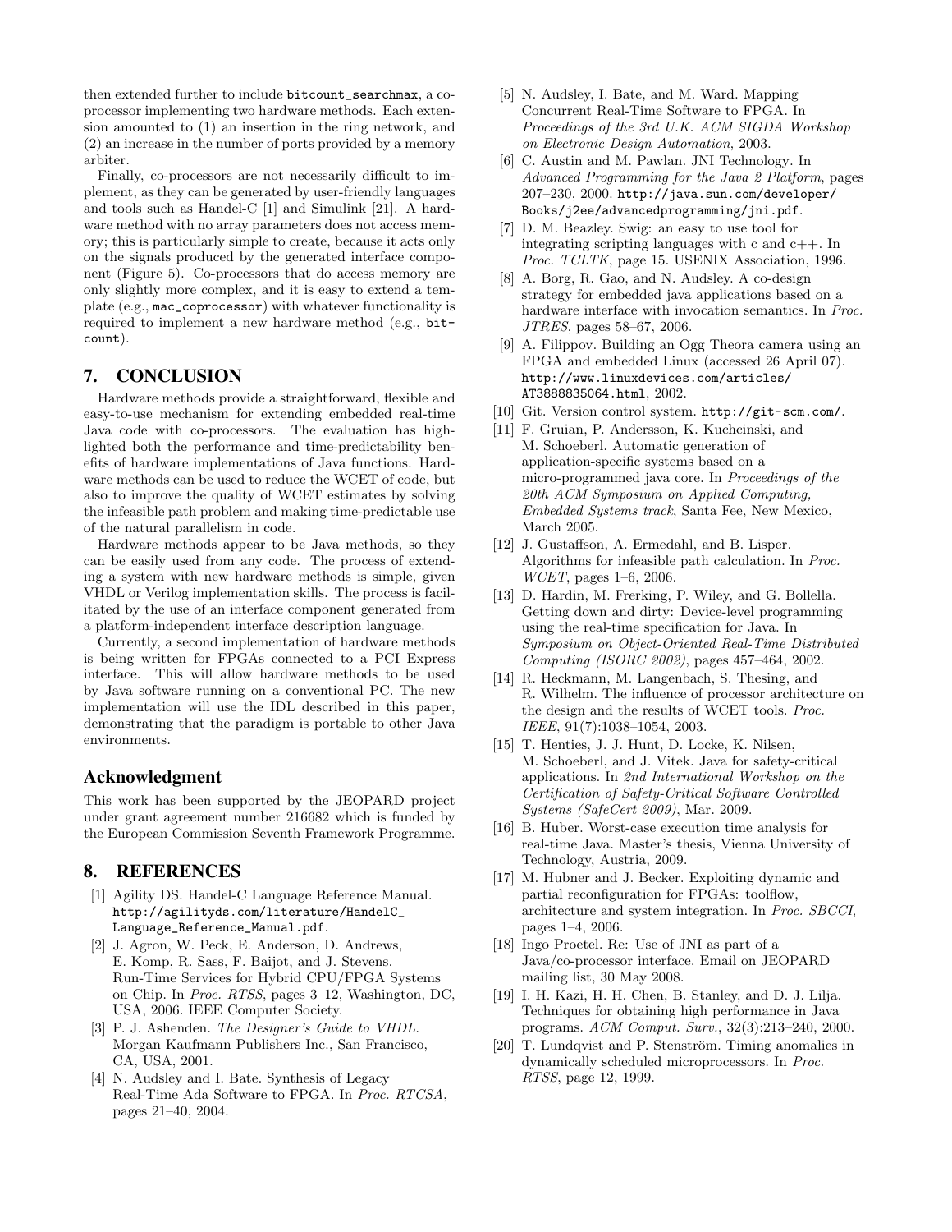then extended further to include `bitcount_searchmax`, a co-processor implementing two hardware methods. Each extension amounted to (1) an insertion in the ring network, and (2) an increase in the number of ports provided by a memory arbiter.

Finally, co-processors are not necessarily difficult to implement, as they can be generated by user-friendly languages and tools such as Handel-C [1] and Simulink [21]. A hardware method with no array parameters does not access memory; this is particularly simple to create, because it acts only on the signals produced by the generated interface component (Figure 5). Co-processors that do access memory are only slightly more complex, and it is easy to extend a template (e.g., `mac_coprocessor`) with whatever functionality is required to implement a new hardware method (e.g., `bitcount`).

## 7. CONCLUSION

Hardware methods provide a straightforward, flexible and easy-to-use mechanism for extending embedded real-time Java code with co-processors. The evaluation has highlighted both the performance and time-predictability benefits of hardware implementations of Java functions. Hardware methods can be used to reduce the WCET of code, but also to improve the quality of WCET estimates by solving the infeasible path problem and making time-predictable use of the natural parallelism in code.

Hardware methods appear to be Java methods, so they can be easily used from any code. The process of extending a system with new hardware methods is simple, given VHDL or Verilog implementation skills. The process is facilitated by the use of an interface component generated from a platform-independent interface description language.

Currently, a second implementation of hardware methods is being written for FPGAs connected to a PCI Express interface. This will allow hardware methods to be used by Java software running on a conventional PC. The new implementation will use the IDL described in this paper, demonstrating that the paradigm is portable to other Java environments.

## Acknowledgment

This work has been supported by the JEOPARD project under grant agreement number 216682 which is funded by the European Commission Seventh Framework Programme.

## 8. REFERENCES

[1] Agility DS. Handel-C Language Reference Manual. `http://agilityds.com/literature/HandelC_Language_Reference_Manual.pdf`.

[2] J. Agron, W. Peck, E. Anderson, D. Andrews, E. Komp, R. Sass, F. Baijot, and J. Stevens. Run-Time Services for Hybrid CPU/FPGA Systems on Chip. In *Proc. RTSS*, pages 3–12, Washington, DC, USA, 2006. IEEE Computer Society.

[3] P. J. Ashenden. *The Designer's Guide to VHDL*. Morgan Kaufmann Publishers Inc., San Francisco, CA, USA, 2001.

[4] N. Audsley and I. Bate. Synthesis of Legacy Real-Time Ada Software to FPGA. In *Proc. RTCSA*, pages 21–40, 2004.

[5] N. Audsley, I. Bate, and M. Ward. Mapping Concurrent Real-Time Software to FPGA. In *Proceedings of the 3rd U.K. ACM SIGDA Workshop on Electronic Design Automation*, 2003.

[6] C. Austin and M. Pawlan. JNI Technology. In *Advanced Programming for the Java 2 Platform*, pages 207–230, 2000. `http://java.sun.com/developer/Books/j2ee/advancedprogramming/jni.pdf`.

[7] D. M. Beazley. Swig: an easy to use tool for integrating scripting languages with c and c++. In *Proc. TCLTK*, page 15. USENIX Association, 1996.

[8] A. Borg, R. Gao, and N. Audsley. A co-design strategy for embedded java applications based on a hardware interface with invocation semantics. In *Proc. JTRES*, pages 58–67, 2006.

[9] A. Filippov. Building an Ogg Theora camera using an FPGA and embedded Linux (accessed 26 April 07). `http://www.linuxdevices.com/articles/AT3888835064.html`, 2002.

[10] Git. Version control system. `http://git-scm.com/`.

[11] F. Gruian, P. Andersson, K. Kuchcinski, and M. Schoeberl. Automatic generation of application-specific systems based on a micro-programmed java core. In *Proceedings of the 20th ACM Symposium on Applied Computing, Embedded Systems track*, Santa Fee, New Mexico, March 2005.

[12] J. Gustaffson, A. Ermedahl, and B. Lisper. Algorithms for infeasible path calculation. In *Proc. WCET*, pages 1–6, 2006.

[13] D. Hardin, M. Frerking, P. Wiley, and G. Bollella. Getting down and dirty: Device-level programming using the real-time specification for Java. In *Symposium on Object-Oriented Real-Time Distributed Computing (ISORC 2002)*, pages 457–464, 2002.

[14] R. Heckmann, M. Langenbach, S. Thesing, and R. Wilhelm. The influence of processor architecture on the design and the results of WCET tools. *Proc. IEEE*, 91(7):1038–1054, 2003.

[15] T. Henties, J. J. Hunt, D. Locke, K. Nilsen, M. Schoeberl, and J. Vitek. Java for safety-critical applications. In *2nd International Workshop on the Certification of Safety-Critical Software Controlled Systems (SafeCert 2009)*, Mar. 2009.

[16] B. Huber. Worst-case execution time analysis for real-time Java. Master's thesis, Vienna University of Technology, Austria, 2009.

[17] M. Hubner and J. Becker. Exploiting dynamic and partial reconfiguration for FPGAs: toolflow, architecture and system integration. In *Proc. SBCCI*, pages 1–4, 2006.

[18] Ingo Proetel. Re: Use of JNI as part of a Java/co-processor interface. Email on JEOPARD mailing list, 30 May 2008.

[19] I. H. Kazi, H. H. Chen, B. Stanley, and D. J. Lilja. Techniques for obtaining high performance in Java programs. *ACM Comput. Surv.*, 32(3):213–240, 2000.

[20] T. Lundqvist and P. Stenström. Timing anomalies in dynamically scheduled microprocessors. In *Proc. RTSS*, page 12, 1999.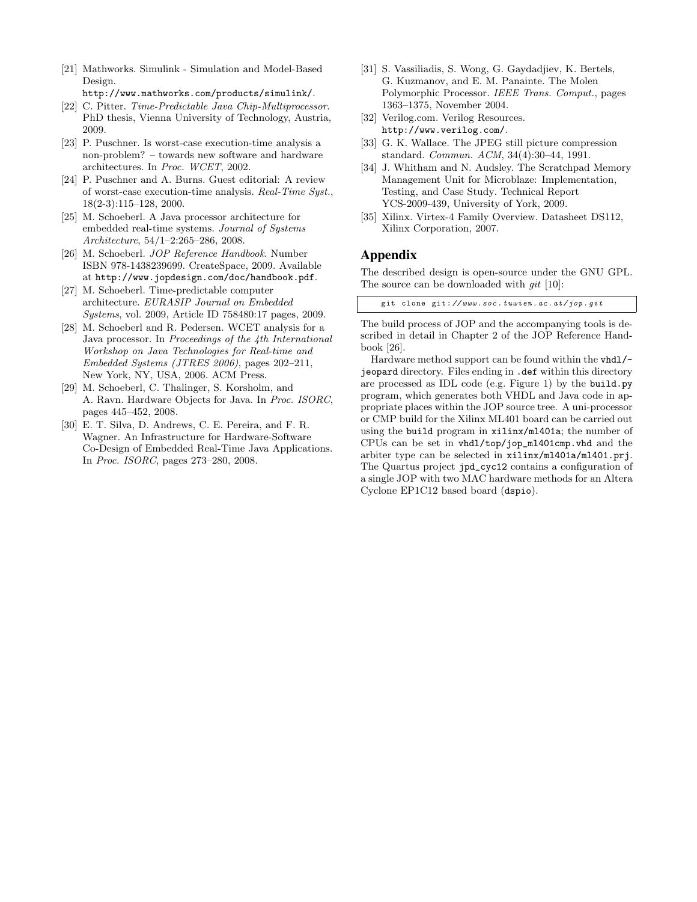[21] Mathworks. Simulink - Simulation and Model-Based Design. http://www.mathworks.com/products/simulink/.

[22] C. Pitter. *Time-Predictable Java Chip-Multiprocessor*. PhD thesis, Vienna University of Technology, Austria, 2009.

[23] P. Puschner. Is worst-case execution-time analysis a non-problem? – towards new software and hardware architectures. In *Proc. WCET*, 2002.

[24] P. Puschner and A. Burns. Guest editorial: A review of worst-case execution-time analysis. *Real-Time Syst.*, 18(2-3):115–128, 2000.

[25] M. Schoeberl. A Java processor architecture for embedded real-time systems. *Journal of Systems Architecture*, 54/1–2:265–286, 2008.

[26] M. Schoeberl. *JOP Reference Handbook*. Number ISBN 978-1438239699. CreateSpace, 2009. Available at http://www.jopdesign.com/doc/handbook.pdf.

[27] M. Schoeberl. Time-predictable computer architecture. *EURASIP Journal on Embedded Systems*, vol. 2009, Article ID 758480:17 pages, 2009.

[28] M. Schoeberl and R. Pedersen. WCET analysis for a Java processor. In *Proceedings of the 4th International Workshop on Java Technologies for Real-time and Embedded Systems (JTRES 2006)*, pages 202–211, New York, NY, USA, 2006. ACM Press.

[29] M. Schoeberl, C. Thalinger, S. Korsholm, and A. Ravn. Hardware Objects for Java. In *Proc. ISORC*, pages 445–452, 2008.

[30] E. T. Silva, D. Andrews, C. E. Pereira, and F. R. Wagner. An Infrastructure for Hardware-Software Co-Design of Embedded Real-Time Java Applications. In *Proc. ISORC*, pages 273–280, 2008.

[31] S. Vassiliadis, S. Wong, G. Gaydadjiev, K. Bertels, G. Kuzmanov, and E. M. Panainte. The Molen Polymorphic Processor. *IEEE Trans. Comput.*, pages 1363–1375, November 2004.

[32] Verilog.com. Verilog Resources. http://www.verilog.com/.

[33] G. K. Wallace. The JPEG still picture compression standard. *Commun. ACM*, 34(4):30–44, 1991.

[34] J. Whitham and N. Audsley. The Scratchpad Memory Management Unit for Microblaze: Implementation, Testing, and Case Study. Technical Report YCS-2009-439, University of York, 2009.

[35] Xilinx. Virtex-4 Family Overview. Datasheet DS112, Xilinx Corporation, 2007.

## Appendix

The described design is open-source under the GNU GPL. The source can be downloaded with *git* [10]:

```
git clone git://www.soc.tuwien.ac.at/jop.git
```

The build process of JOP and the accompanying tools is described in detail in Chapter 2 of the JOP Reference Handbook [26].

Hardware method support can be found within the `vhdl/jeopard` directory. Files ending in `.def` within this directory are processed as IDL code (e.g. Figure 1) by the `build.py` program, which generates both VHDL and Java code in appropriate places within the JOP source tree. A uni-processor or CMP build for the Xilinx ML401 board can be carried out using the `build` program in `xilinx/ml401a`; the number of CPUs can be set in `vhdl/top/jop_ml401cmp.vhd` and the arbiter type can be selected in `xilinx/ml401a/ml401.prj`. The Quartus project `jpd_cyc12` contains a configuration of a single JOP with two MAC hardware methods for an Altera Cyclone EP1C12 based board (`dspio`).